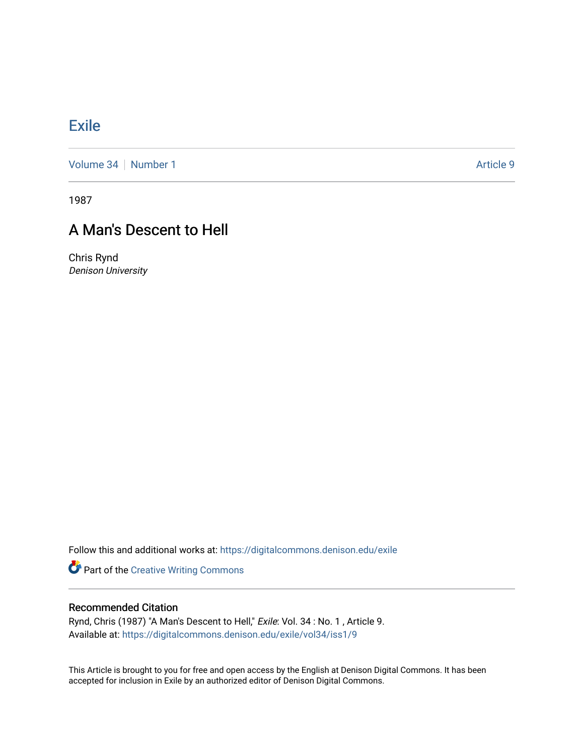# Exile

Volume 34 | Number 1 Article 9

1987

## A Man's Descent to Hell

Chris Rynd
*Denison University*

Follow this and additional works at: https://digitalcommons.denison.edu/exile

Part of the Creative Writing Commons

### Recommended Citation

Rynd, Chris (1987) "A Man's Descent to Hell," *Exile*: Vol. 34 : No. 1 , Article 9.
Available at: https://digitalcommons.denison.edu/exile/vol34/iss1/9

This Article is brought to you for free and open access by the English at Denison Digital Commons. It has been accepted for inclusion in Exile by an authorized editor of Denison Digital Commons.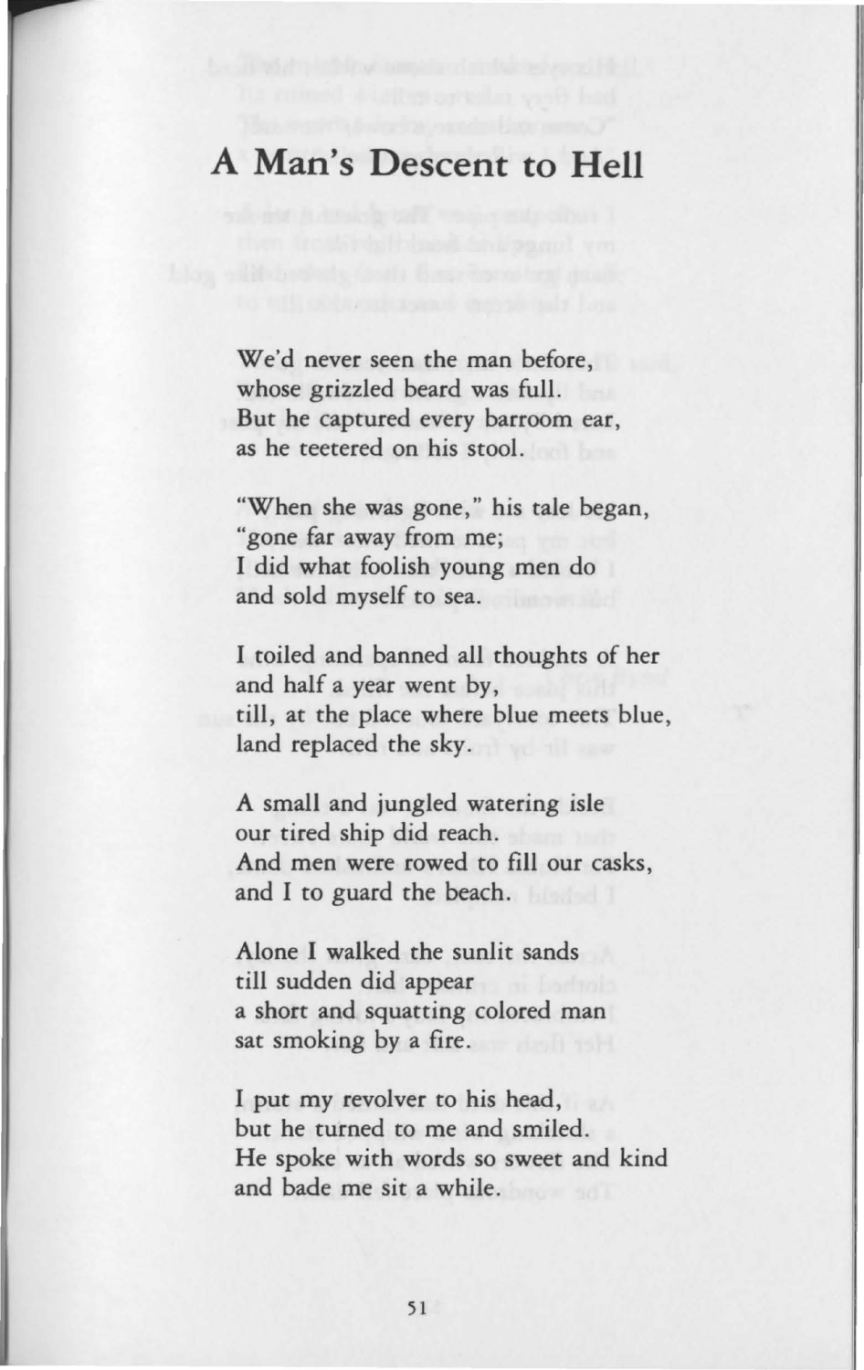# A Man's Descent to Hell

We'd never seen the man before,
whose grizzled beard was full.
But he captured every barroom ear,
as he teetered on his stool.

"When she was gone," his tale began,
"gone far away from me;
I did what foolish young men do
and sold myself to sea.

I toiled and banned all thoughts of her
and half a year went by,
till, at the place where blue meets blue,
land replaced the sky.

A small and jungled watering isle
our tired ship did reach.
And men were rowed to fill our casks,
and I to guard the beach.

Alone I walked the sunlit sands
till sudden did appear
a short and squatting colored man
sat smoking by a fire.

I put my revolver to his head,
but he turned to me and smiled.
He spoke with words so sweet and kind
and bade me sit a while.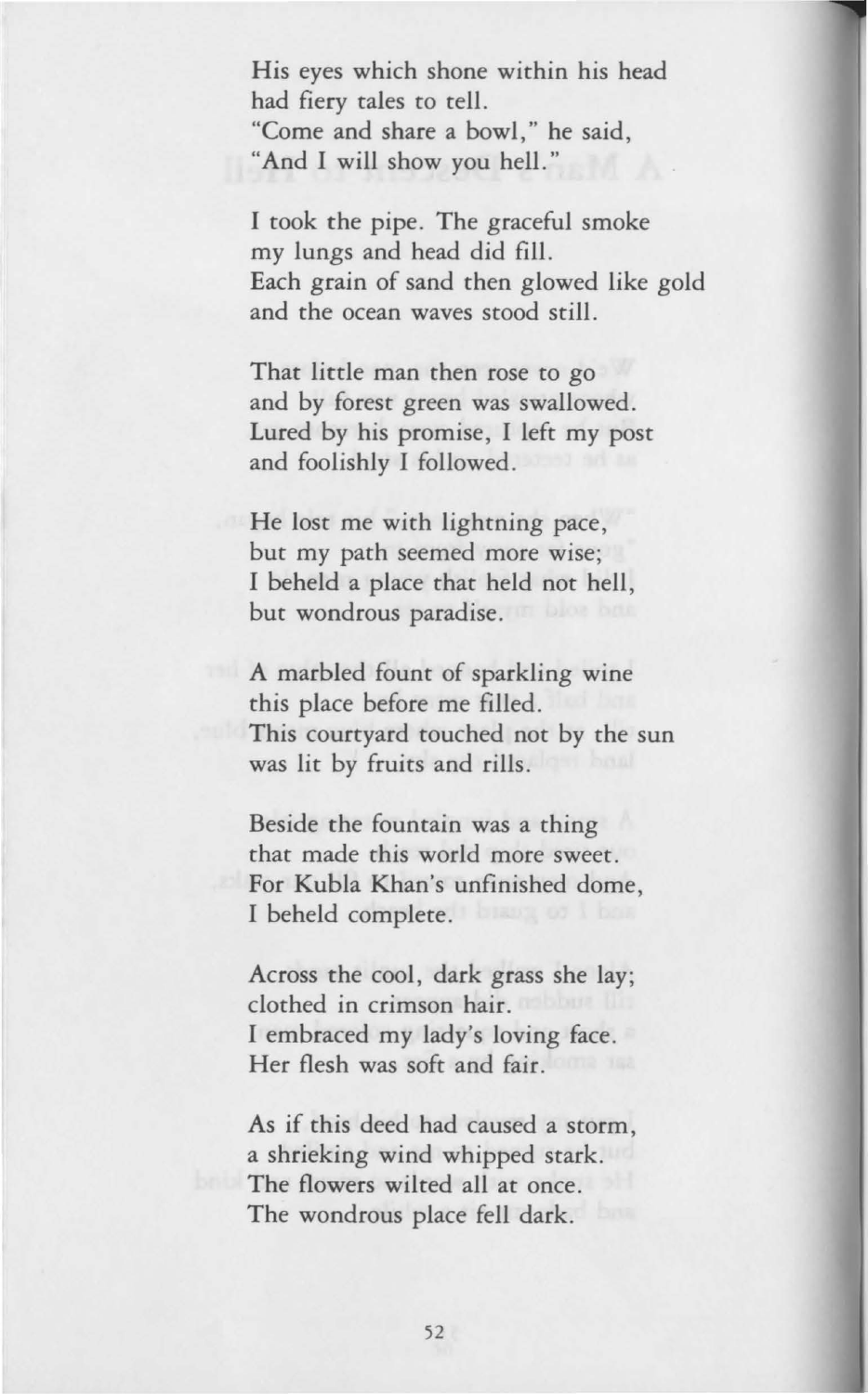His eyes which shone within his head
had fiery tales to tell.
"Come and share a bowl," he said,
"And I will show you hell."

I took the pipe. The graceful smoke
my lungs and head did fill.
Each grain of sand then glowed like gold
and the ocean waves stood still.

That little man then rose to go
and by forest green was swallowed.
Lured by his promise, I left my post
and foolishly I followed.

He lost me with lightning pace,
but my path seemed more wise;
I beheld a place that held not hell,
but wondrous paradise.

A marbled fount of sparkling wine
this place before me filled.
This courtyard touched not by the sun
was lit by fruits and rills.

Beside the fountain was a thing
that made this world more sweet.
For Kubla Khan's unfinished dome,
I beheld complete.

Across the cool, dark grass she lay;
clothed in crimson hair.
I embraced my lady's loving face.
Her flesh was soft and fair.

As if this deed had caused a storm,
a shrieking wind whipped stark.
The flowers wilted all at once.
The wondrous place fell dark.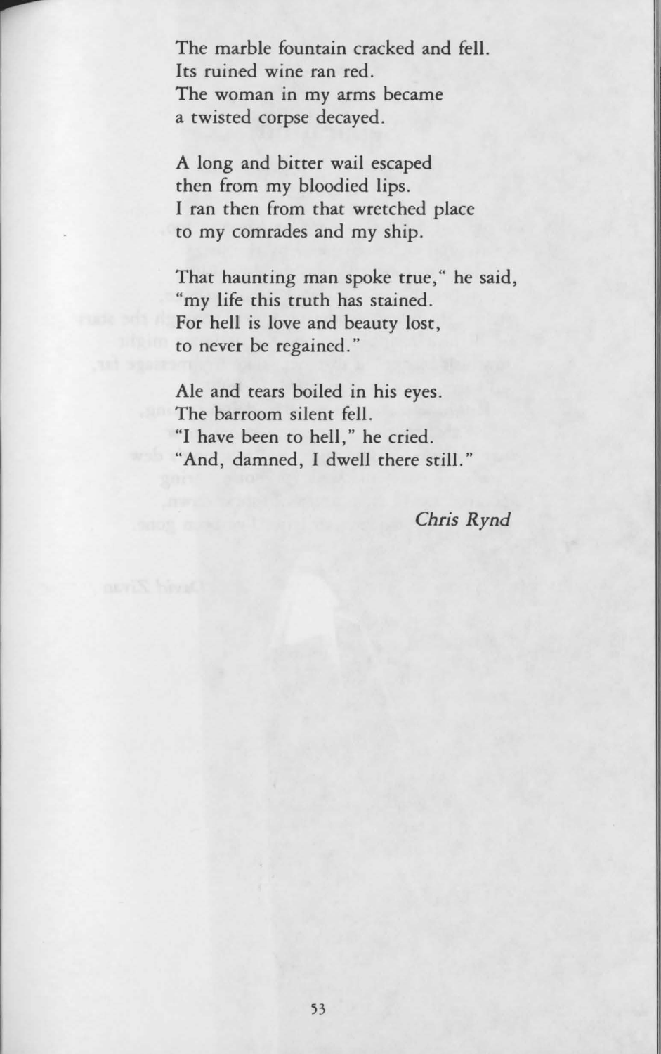The marble fountain cracked and fell.
Its ruined wine ran red.
The woman in my arms became
a twisted corpse decayed.

A long and bitter wail escaped
then from my bloodied lips.
I ran then from that wretched place
to my comrades and my ship.

That haunting man spoke true," he said,
"my life this truth has stained.
For hell is love and beauty lost,
to never be regained."

Ale and tears boiled in his eyes.
The barroom silent fell.
"I have been to hell," he cried.
"And, damned, I dwell there still."

*Chris Rynd*